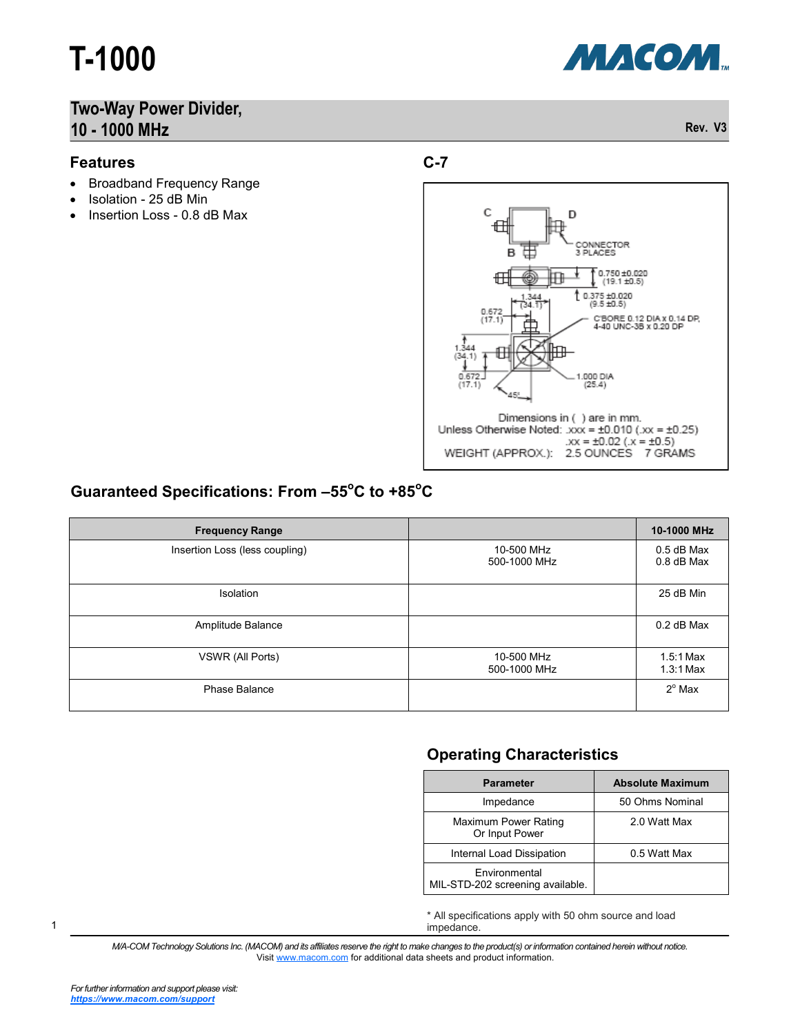# T-1000

## Two-Way Power Divider, 10 - 1000 MHz

Rev. V3

### Features

- Broadband Frequency Range
- Isolation - 25 dB Min
- Insertion Loss - 0.8 dB Max

### C-7

C D

B

CONNECTOR 3 PLACES

0.750 ±0.020 (19.1 ±0.5)

0.375 ±0.020 (9.5 ±0.5)

1.344 (34.1)

0.672 (17.1)

C'BORE 0.12 DIA x 0.14 DP, 4-40 UNC-3B x 0.20 DP

1.344 (34.1)

0.672 (17.1)

45°

1.000 DIA (25.4)

Dimensions in ( ) are in mm.
Unless Otherwise Noted: .xxx = ±0.010 (.xx = ±0.25)
.xx = ±0.02 (.x = ±0.5)
WEIGHT (APPROX.): 2.5 OUNCES 7 GRAMS

### Guaranteed Specifications: From –55°C to +85°C

| Frequency Range | | 10-1000 MHz |
|---|---|---|
| Insertion Loss (less coupling) | 10-500 MHz<br>500-1000 MHz | 0.5 dB Max<br>0.8 dB Max |
| Isolation | | 25 dB Min |
| Amplitude Balance | | 0.2 dB Max |
| VSWR (All Ports) | 10-500 MHz<br>500-1000 MHz | 1.5:1 Max<br>1.3:1 Max |
| Phase Balance | | 2° Max |

### Operating Characteristics

| Parameter | Absolute Maximum |
|---|---|
| Impedance | 50 Ohms Nominal |
| Maximum Power Rating Or Input Power | 2.0 Watt Max |
| Internal Load Dissipation | 0.5 Watt Max |
| Environmental MIL-STD-202 screening available. | |

* All specifications apply with 50 ohm source and load impedance.

*M/A-COM Technology Solutions Inc. (MACOM) and its affiliates reserve the right to make changes to the product(s) or information contained herein without notice.*
Visit www.macom.com for additional data sheets and product information.

*For further information and support please visit:*
***https://www.macom.com/support***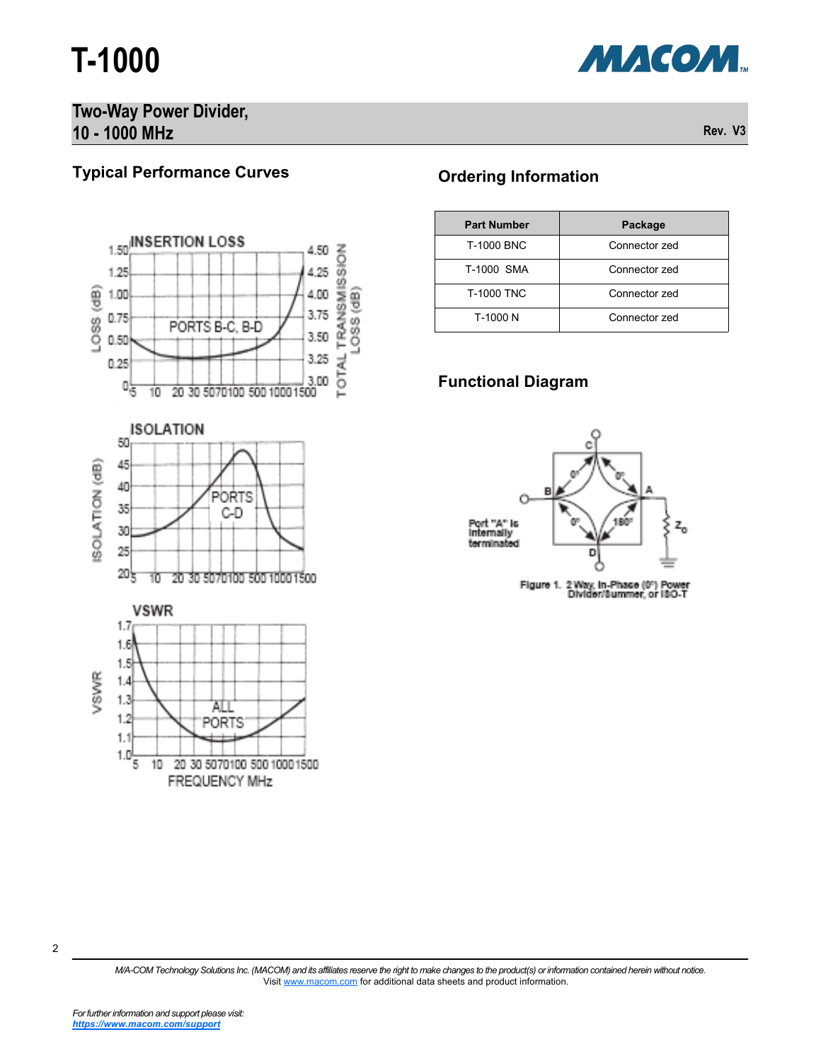# T-1000

## Two-Way Power Divider, 10 - 1000 MHz

Rev. V3

## Typical Performance Curves

## Ordering Information

| Part Number | Package |
|---|---|
| T-1000 BNC | Connector zed |
| T-1000 SMA | Connector zed |
| T-1000 TNC | Connector zed |
| T-1000 N | Connector zed |

## Functional Diagram

Figure 1. 2 Way, In-Phase (0°) Power Divider/Summer, or ISO-T

*M/A-COM Technology Solutions Inc. (MACOM) and its affiliates reserve the right to make changes to the product(s) or information contained herein without notice.*
Visit www.macom.com for additional data sheets and product information.

*For further information and support please visit:*
***https://www.macom.com/support***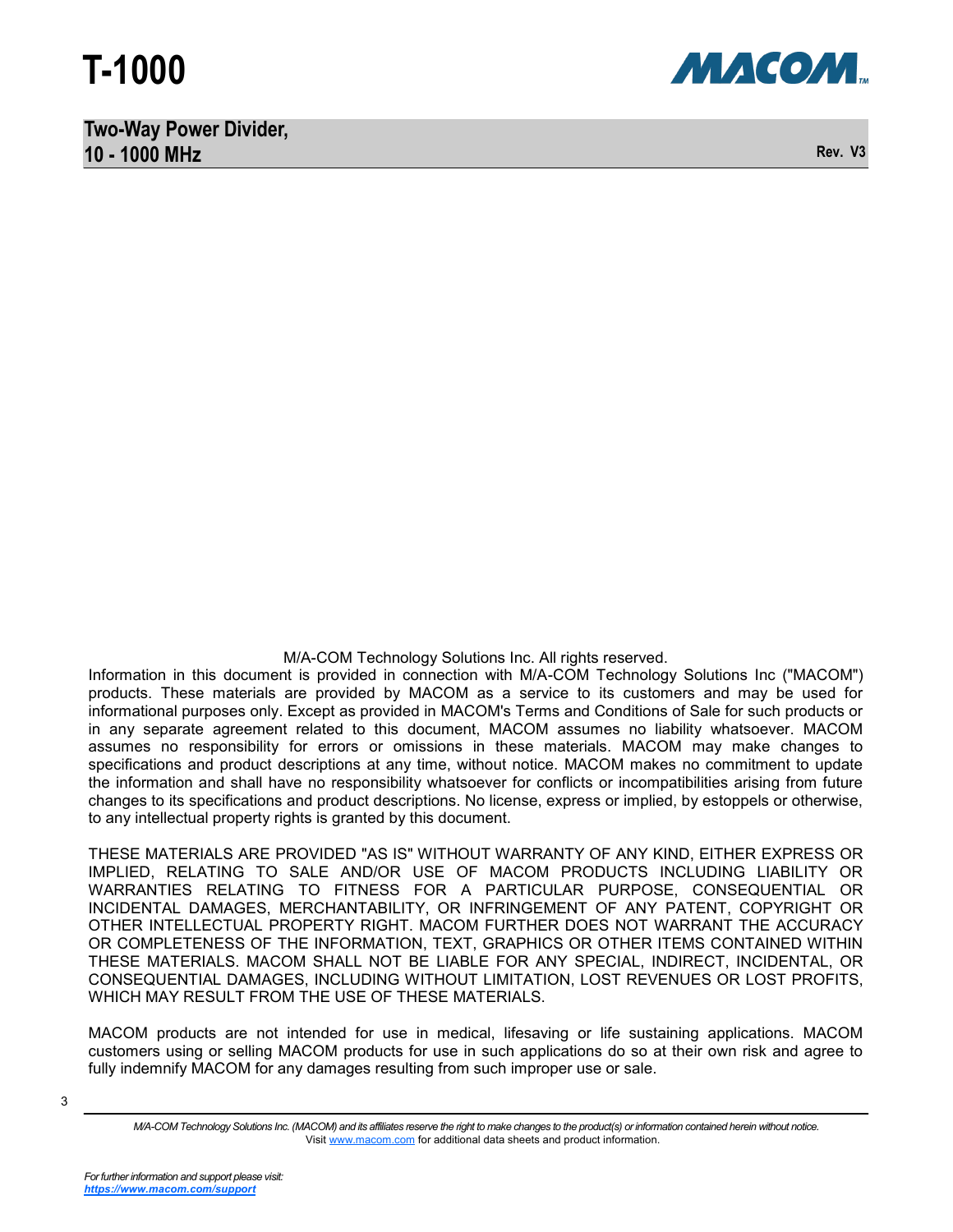M/A-COM Technology Solutions Inc. All rights reserved.

Information in this document is provided in connection with M/A-COM Technology Solutions Inc ("MACOM") products. These materials are provided by MACOM as a service to its customers and may be used for informational purposes only. Except as provided in MACOM's Terms and Conditions of Sale for such products or in any separate agreement related to this document, MACOM assumes no liability whatsoever. MACOM assumes no responsibility for errors or omissions in these materials. MACOM may make changes to specifications and product descriptions at any time, without notice. MACOM makes no commitment to update the information and shall have no responsibility whatsoever for conflicts or incompatibilities arising from future changes to its specifications and product descriptions. No license, express or implied, by estoppels or otherwise, to any intellectual property rights is granted by this document.

THESE MATERIALS ARE PROVIDED "AS IS" WITHOUT WARRANTY OF ANY KIND, EITHER EXPRESS OR IMPLIED, RELATING TO SALE AND/OR USE OF MACOM PRODUCTS INCLUDING LIABILITY OR WARRANTIES RELATING TO FITNESS FOR A PARTICULAR PURPOSE, CONSEQUENTIAL OR INCIDENTAL DAMAGES, MERCHANTABILITY, OR INFRINGEMENT OF ANY PATENT, COPYRIGHT OR OTHER INTELLECTUAL PROPERTY RIGHT. MACOM FURTHER DOES NOT WARRANT THE ACCURACY OR COMPLETENESS OF THE INFORMATION, TEXT, GRAPHICS OR OTHER ITEMS CONTAINED WITHIN THESE MATERIALS. MACOM SHALL NOT BE LIABLE FOR ANY SPECIAL, INDIRECT, INCIDENTAL, OR CONSEQUENTIAL DAMAGES, INCLUDING WITHOUT LIMITATION, LOST REVENUES OR LOST PROFITS, WHICH MAY RESULT FROM THE USE OF THESE MATERIALS.

MACOM products are not intended for use in medical, lifesaving or life sustaining applications. MACOM customers using or selling MACOM products for use in such applications do so at their own risk and agree to fully indemnify MACOM for any damages resulting from such improper use or sale.